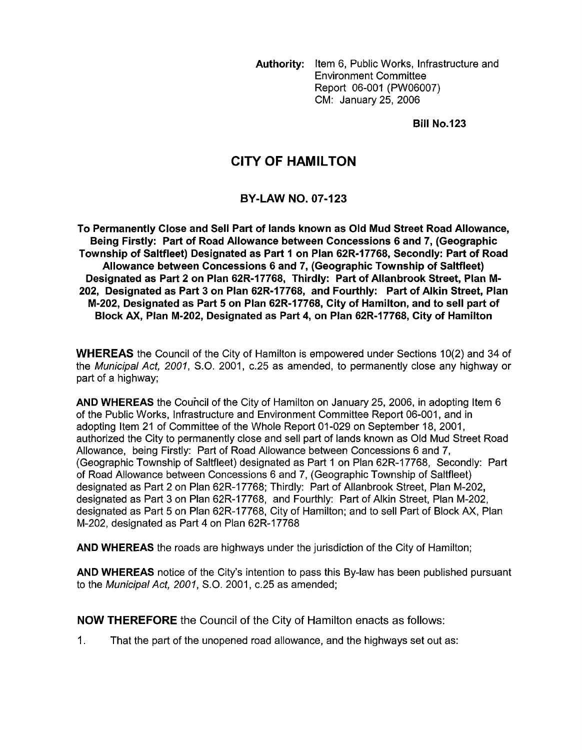**Authority:** Item 6, Public Works, Infrastructure and Environment Committee Report 06-001 (PW06007) CM: January 25, 2006

**Bill No.123**

# CITY OF HAMILTON

## BY-LAW NO. 07-123

**To Permanently Close and Sell Part of lands known as Old Mud Street Road Allowance, Being Firstly: Part of Road Allowance between Concessions 6 and 7, (Geographic Township of Saltfleet) Designated as Part 1 on Plan 62R-17768, Secondly: Part of Road Allowance between Concessions 6 and 7, (Geographic Township of Saltfleet) Designated as Part 2 on Plan 62R-17768, Thirdly: Part of Allanbrook Street, Plan M-202, Designated as Part 3 on Plan 62R-17768, and Fourthly: Part of Alkin Street, Plan M-202, Designated as Part 5 on Plan 62R-17768, City of Hamilton, and to sell part of Block AX, Plan M-202, Designated as Part 4, on Plan 62R-17768, City of Hamilton**

**WHEREAS** the Council of the City of Hamilton is empowered under Sections 10(2) and 34 of the *Municipal Act, 2001*, S.O. 2001, c.25 as amended, to permanently close any highway or part of a highway;

**AND WHEREAS** the Council of the City of Hamilton on January 25, 2006, in adopting Item 6 of the Public Works, Infrastructure and Environment Committee Report 06-001, and in adopting Item 21 of Committee of the Whole Report 01-029 on September 18, 2001, authorized the City to permanently close and sell part of lands known as Old Mud Street Road Allowance, being Firstly: Part of Road Allowance between Concessions 6 and 7, (Geographic Township of Saltfleet) designated as Part 1 on Plan 62R-17768, Secondly: Part of Road Allowance between Concessions 6 and 7, (Geographic Township of Saltfleet) designated as Part 2 on Plan 62R-17768; Thirdly: Part of Allanbrook Street, Plan M-202, designated as Part 3 on Plan 62R-17768, and Fourthly: Part of Alkin Street, Plan M-202, designated as Part 5 on Plan 62R-17768, City of Hamilton; and to sell Part of Block AX, Plan M-202, designated as Part 4 on Plan 62R-17768

**AND WHEREAS** the roads are highways under the jurisdiction of the City of Hamilton;

**AND WHEREAS** notice of the City's intention to pass this By-law has been published pursuant to the *Municipal Act, 2001*, S.O. 2001, c.25 as amended;

**NOW THEREFORE** the Council of the City of Hamilton enacts as follows:

1. That the part of the unopened road allowance, and the highways set out as: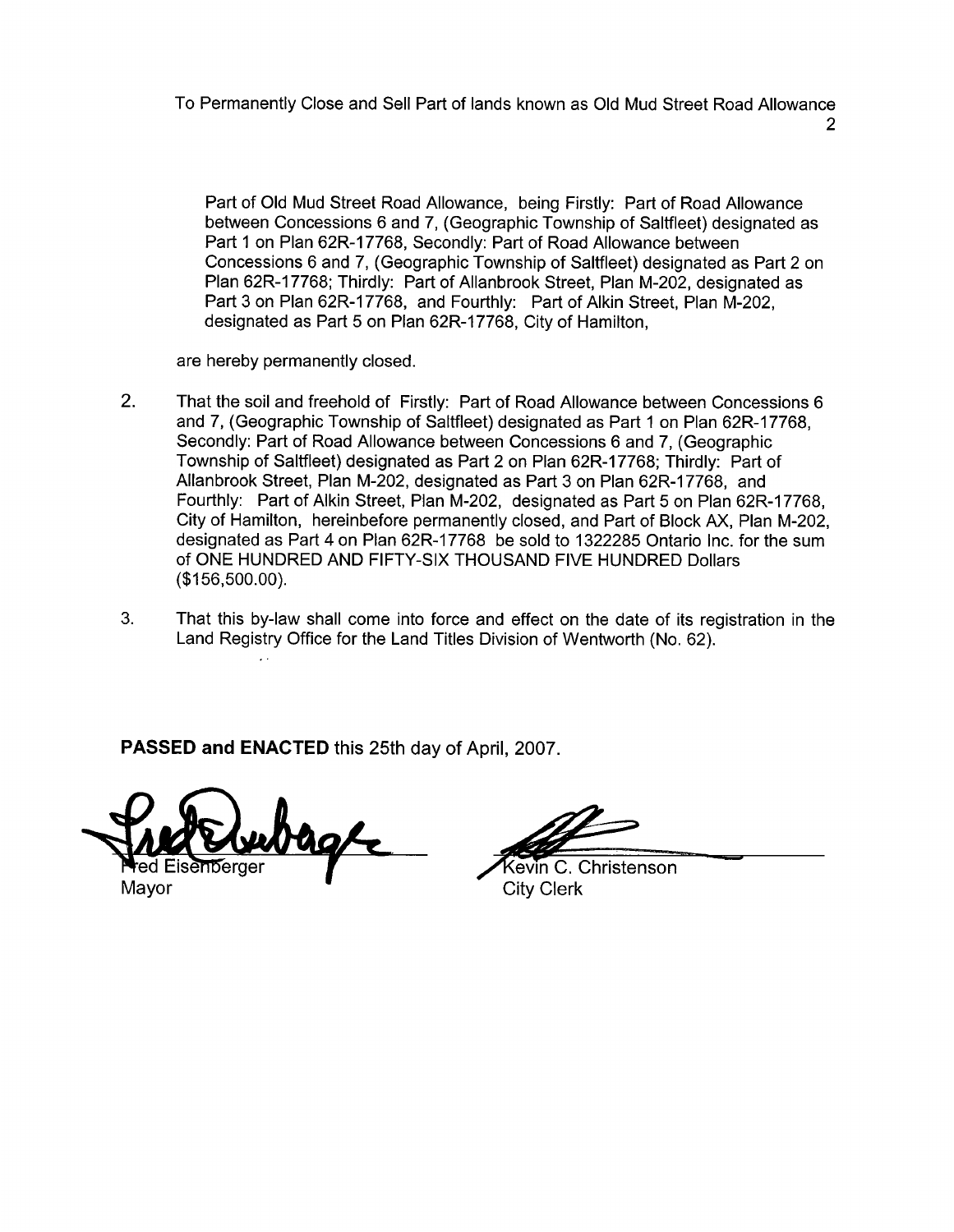Part of Old Mud Street Road Allowance, being Firstly: Part of Road Allowance between Concessions 6 and 7, (Geographic Township of Saltfleet) designated as Part 1 on Plan 62R-17768, Secondly: Part of Road Allowance between Concessions 6 and 7, (Geographic Township of Saltfleet) designated as Part 2 on Plan 62R-17768; Thirdly: Part of Allanbrook Street, Plan M-202, designated as Part 3 on Plan 62R-17768, and Fourthly: Part of Alkin Street, Plan M-202, designated as Part 5 on Plan 62R-17768, City of Hamilton,

are hereby permanently closed.

2. That the soil and freehold of Firstly: Part of Road Allowance between Concessions 6 and 7, (Geographic Township of Saltfleet) designated as Part 1 on Plan 62R-17768, Secondly: Part of Road Allowance between Concessions 6 and 7, (Geographic Township of Saltfleet) designated as Part 2 on Plan 62R-17768; Thirdly: Part of Allanbrook Street, Plan M-202, designated as Part 3 on Plan 62R-17768, and Fourthly: Part of Alkin Street, Plan M-202, designated as Part 5 on Plan 62R-17768, City of Hamilton, hereinbefore permanently closed, and Part of Block AX, Plan M-202, designated as Part 4 on Plan 62R-17768 be sold to 1322285 Ontario Inc. for the sum of ONE HUNDRED AND FIFTY-SIX THOUSAND FIVE HUNDRED Dollars ($156,500.00).

3. That this by-law shall come into force and effect on the date of its registration in the Land Registry Office for the Land Titles Division of Wentworth (No. 62).

**PASSED and ENACTED** this 25th day of April, 2007.

Fred Eisenberger
Mayor

Kevin C. Christenson
City Clerk